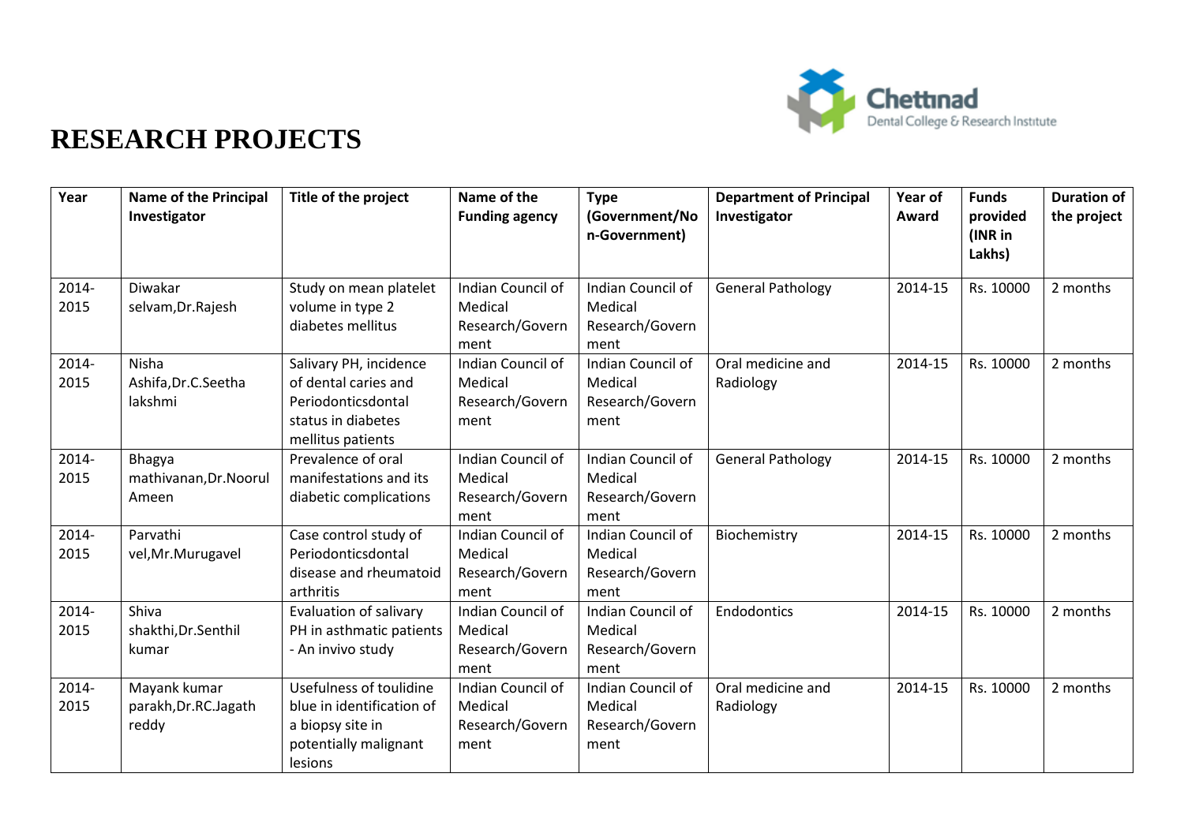# RESEARCH PROJECTS

| Year | Name of the Principal Investigator | Title of the project | Name of the Funding agency | Type (Government/Non-Government) | Department of Principal Investigator | Year of Award | Funds provided (INR in Lakhs) | Duration of the project |
|---|---|---|---|---|---|---|---|---|
| 2014-2015 | Diwakar selvam,Dr.Rajesh | Study on mean platelet volume in type 2 diabetes mellitus | Indian Council of Medical Research/Government | Indian Council of Medical Research/Government | General Pathology | 2014-15 | Rs. 10000 | 2 months |
| 2014-2015 | Nisha Ashifa,Dr.C.Seetha lakshmi | Salivary PH, incidence of dental caries and Periodonticsdontal status in diabetes mellitus patients | Indian Council of Medical Research/Government | Indian Council of Medical Research/Government | Oral medicine and Radiology | 2014-15 | Rs. 10000 | 2 months |
| 2014-2015 | Bhagya mathivanan,Dr.Noorul Ameen | Prevalence of oral manifestations and its diabetic complications | Indian Council of Medical Research/Government | Indian Council of Medical Research/Government | General Pathology | 2014-15 | Rs. 10000 | 2 months |
| 2014-2015 | Parvathi vel,Mr.Murugavel | Case control study of Periodonticsdontal disease and rheumatoid arthritis | Indian Council of Medical Research/Government | Indian Council of Medical Research/Government | Biochemistry | 2014-15 | Rs. 10000 | 2 months |
| 2014-2015 | Shiva shakthi,Dr.Senthil kumar | Evaluation of salivary PH in asthmatic patients - An invivo study | Indian Council of Medical Research/Government | Indian Council of Medical Research/Government | Endodontics | 2014-15 | Rs. 10000 | 2 months |
| 2014-2015 | Mayank kumar parakh,Dr.RC.Jagath reddy | Usefulness of toulidine blue in identification of a biopsy site in potentially malignant lesions | Indian Council of Medical Research/Government | Indian Council of Medical Research/Government | Oral medicine and Radiology | 2014-15 | Rs. 10000 | 2 months |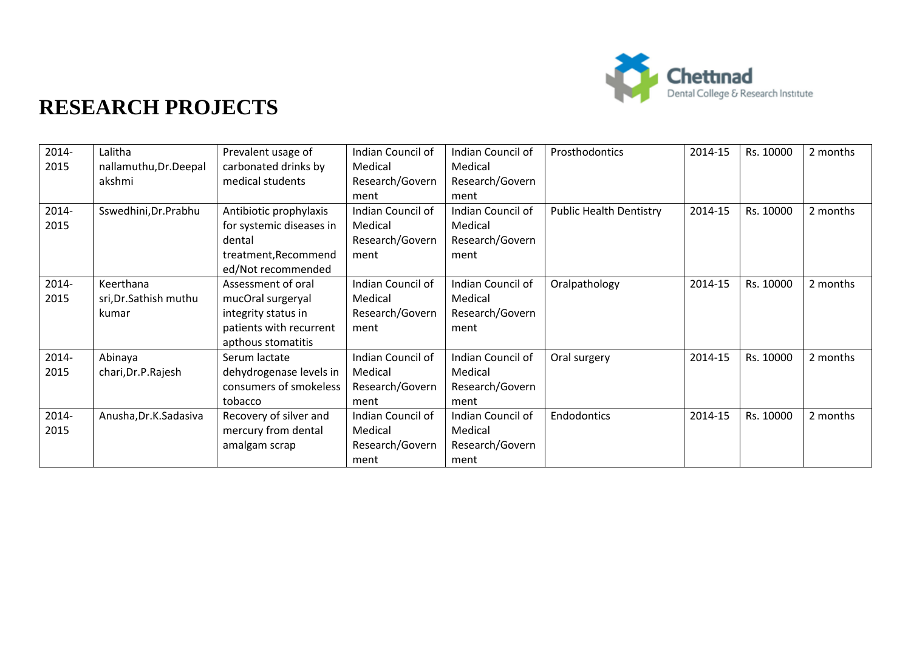# RESEARCH PROJECTS

| | | | | | | | | |
|---|---|---|---|---|---|---|---|---|
| 2014-2015 | Lalitha nallamuthu,Dr.Deepalakshmi | Prevalent usage of carbonated drinks by medical students | Indian Council of Medical Research/Government | Indian Council of Medical Research/Government | Prosthodontics | 2014-15 | Rs. 10000 | 2 months |
| 2014-2015 | Sswedhini,Dr.Prabhu | Antibiotic prophylaxis for systemic diseases in dental treatment,Recommended/Not recommended | Indian Council of Medical Research/Government | Indian Council of Medical Research/Government | Public Health Dentistry | 2014-15 | Rs. 10000 | 2 months |
| 2014-2015 | Keerthana sri,Dr.Sathish muthu kumar | Assessment of oral mucOral surgeryal integrity status in patients with recurrent apthous stomatitis | Indian Council of Medical Research/Government | Indian Council of Medical Research/Government | Oralpathology | 2014-15 | Rs. 10000 | 2 months |
| 2014-2015 | Abinaya chari,Dr.P.Rajesh | Serum lactate dehydrogenase levels in consumers of smokeless tobacco | Indian Council of Medical Research/Government | Indian Council of Medical Research/Government | Oral surgery | 2014-15 | Rs. 10000 | 2 months |
| 2014-2015 | Anusha,Dr.K.Sadasiva | Recovery of silver and mercury from dental amalgam scrap | Indian Council of Medical Research/Government | Indian Council of Medical Research/Government | Endodontics | 2014-15 | Rs. 10000 | 2 months |